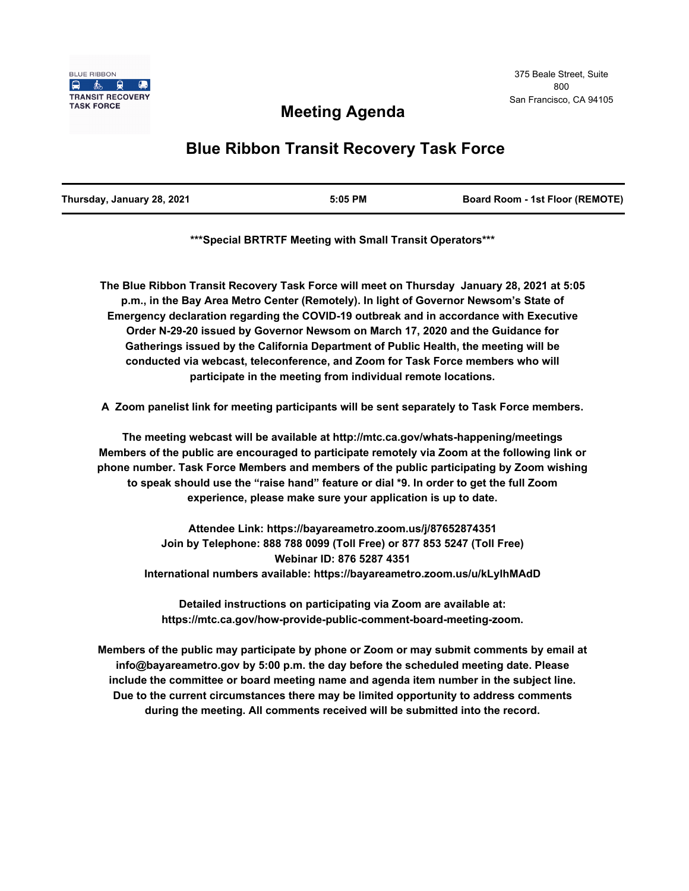BLUE RIBBON
TRANSIT RECOVERY
TASK FORCE

375 Beale Street, Suite 800
San Francisco, CA 94105

# Meeting Agenda

# Blue Ribbon Transit Recovery Task Force

| Thursday, January 28, 2021 | 5:05 PM | Board Room - 1st Floor (REMOTE) |
|---|---|---|

**\*\*\*Special BRTRTF Meeting with Small Transit Operators\*\*\***

**The Blue Ribbon Transit Recovery Task Force will meet on Thursday January 28, 2021 at 5:05 p.m., in the Bay Area Metro Center (Remotely). In light of Governor Newsom's State of Emergency declaration regarding the COVID-19 outbreak and in accordance with Executive Order N-29-20 issued by Governor Newsom on March 17, 2020 and the Guidance for Gatherings issued by the California Department of Public Health, the meeting will be conducted via webcast, teleconference, and Zoom for Task Force members who will participate in the meeting from individual remote locations.**

**A Zoom panelist link for meeting participants will be sent separately to Task Force members.**

**The meeting webcast will be available at http://mtc.ca.gov/whats-happening/meetings Members of the public are encouraged to participate remotely via Zoom at the following link or phone number. Task Force Members and members of the public participating by Zoom wishing to speak should use the "raise hand" feature or dial \*9. In order to get the full Zoom experience, please make sure your application is up to date.**

**Attendee Link: https://bayareametro.zoom.us/j/87652874351**
**Join by Telephone: 888 788 0099 (Toll Free) or 877 853 5247 (Toll Free)**
**Webinar ID: 876 5287 4351**
**International numbers available: https://bayareametro.zoom.us/u/kLylhMAdD**

**Detailed instructions on participating via Zoom are available at: https://mtc.ca.gov/how-provide-public-comment-board-meeting-zoom.**

**Members of the public may participate by phone or Zoom or may submit comments by email at info@bayareametro.gov by 5:00 p.m. the day before the scheduled meeting date. Please include the committee or board meeting name and agenda item number in the subject line. Due to the current circumstances there may be limited opportunity to address comments during the meeting. All comments received will be submitted into the record.**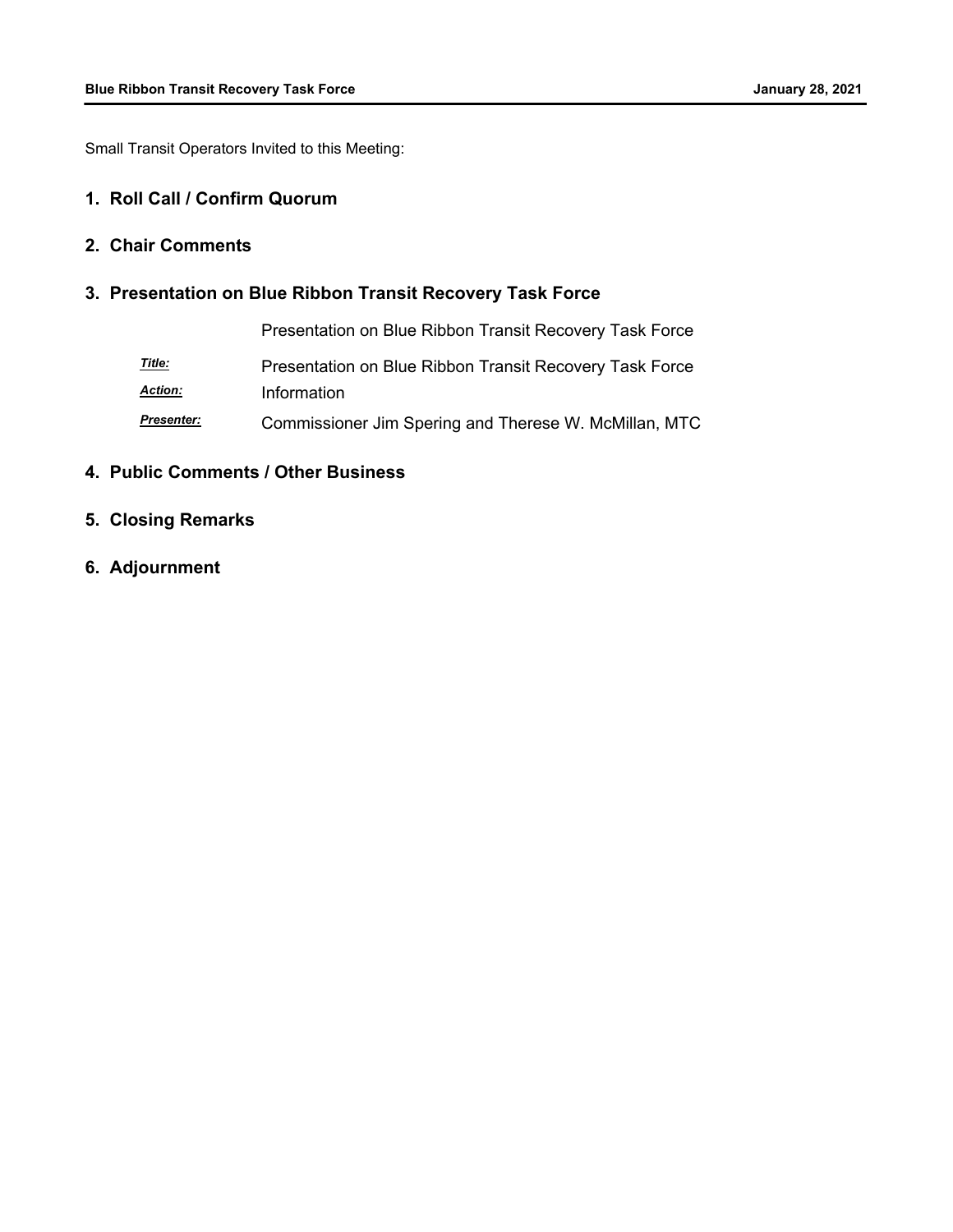Small Transit Operators Invited to this Meeting:

## 1. Roll Call / Confirm Quorum

## 2. Chair Comments

## 3. Presentation on Blue Ribbon Transit Recovery Task Force

Presentation on Blue Ribbon Transit Recovery Task Force

| | |
|---|---|
| ***Title:*** | Presentation on Blue Ribbon Transit Recovery Task Force |
| ***Action:*** | Information |
| ***Presenter:*** | Commissioner Jim Spering and Therese W. McMillan, MTC |

## 4. Public Comments / Other Business

## 5. Closing Remarks

## 6. Adjournment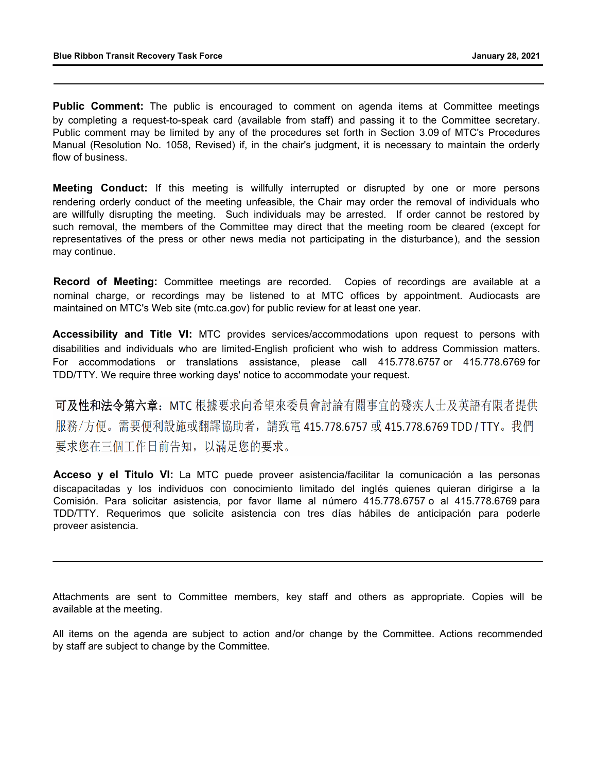**Public Comment:** The public is encouraged to comment on agenda items at Committee meetings by completing a request-to-speak card (available from staff) and passing it to the Committee secretary. Public comment may be limited by any of the procedures set forth in Section 3.09 of MTC's Procedures Manual (Resolution No. 1058, Revised) if, in the chair's judgment, it is necessary to maintain the orderly flow of business.

**Meeting Conduct:** If this meeting is willfully interrupted or disrupted by one or more persons rendering orderly conduct of the meeting unfeasible, the Chair may order the removal of individuals who are willfully disrupting the meeting. Such individuals may be arrested. If order cannot be restored by such removal, the members of the Committee may direct that the meeting room be cleared (except for representatives of the press or other news media not participating in the disturbance), and the session may continue.

**Record of Meeting:** Committee meetings are recorded. Copies of recordings are available at a nominal charge, or recordings may be listened to at MTC offices by appointment. Audiocasts are maintained on MTC's Web site (mtc.ca.gov) for public review for at least one year.

**Accessibility and Title VI:** MTC provides services/accommodations upon request to persons with disabilities and individuals who are limited-English proficient who wish to address Commission matters. For accommodations or translations assistance, please call 415.778.6757 or 415.778.6769 for TDD/TTY. We require three working days' notice to accommodate your request.

**可及性和法令第六章**：MTC 根據要求向希望來委員會討論有關事宜的殘疾人士及英語有限者提供服務/方便。需要便利設施或翻譯協助者，請致電 415.778.6757 或 415.778.6769 TDD / TTY。我們要求您在三個工作日前告知，以滿足您的要求。

**Acceso y el Titulo VI:** La MTC puede proveer asistencia/facilitar la comunicación a las personas discapacitadas y los individuos con conocimiento limitado del inglés quienes quieran dirigirse a la Comisión. Para solicitar asistencia, por favor llame al número 415.778.6757 o al 415.778.6769 para TDD/TTY. Requerimos que solicite asistencia con tres días hábiles de anticipación para poderle proveer asistencia.

---

Attachments are sent to Committee members, key staff and others as appropriate. Copies will be available at the meeting.

All items on the agenda are subject to action and/or change by the Committee. Actions recommended by staff are subject to change by the Committee.